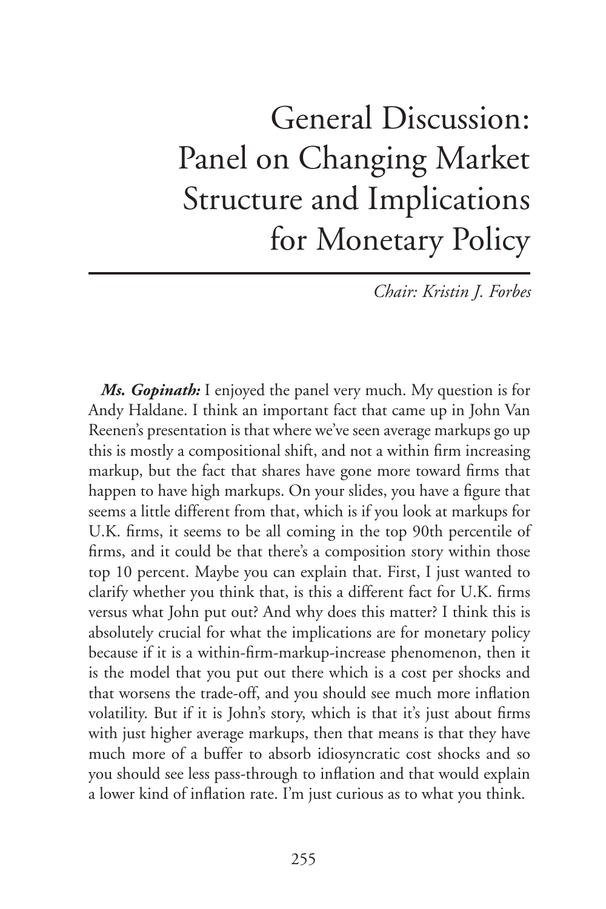# General Discussion: Panel on Changing Market Structure and Implications for Monetary Policy

*Chair: Kristin J. Forbes*

***Ms. Gopinath:*** I enjoyed the panel very much. My question is for Andy Haldane. I think an important fact that came up in John Van Reenen's presentation is that where we've seen average markups go up this is mostly a compositional shift, and not a within firm increasing markup, but the fact that shares have gone more toward firms that happen to have high markups. On your slides, you have a figure that seems a little different from that, which is if you look at markups for U.K. firms, it seems to be all coming in the top 90th percentile of firms, and it could be that there's a composition story within those top 10 percent. Maybe you can explain that. First, I just wanted to clarify whether you think that, is this a different fact for U.K. firms versus what John put out? And why does this matter? I think this is absolutely crucial for what the implications are for monetary policy because if it is a within-firm-markup-increase phenomenon, then it is the model that you put out there which is a cost per shocks and that worsens the trade-off, and you should see much more inflation volatility. But if it is John's story, which is that it's just about firms with just higher average markups, then that means is that they have much more of a buffer to absorb idiosyncratic cost shocks and so you should see less pass-through to inflation and that would explain a lower kind of inflation rate. I'm just curious as to what you think.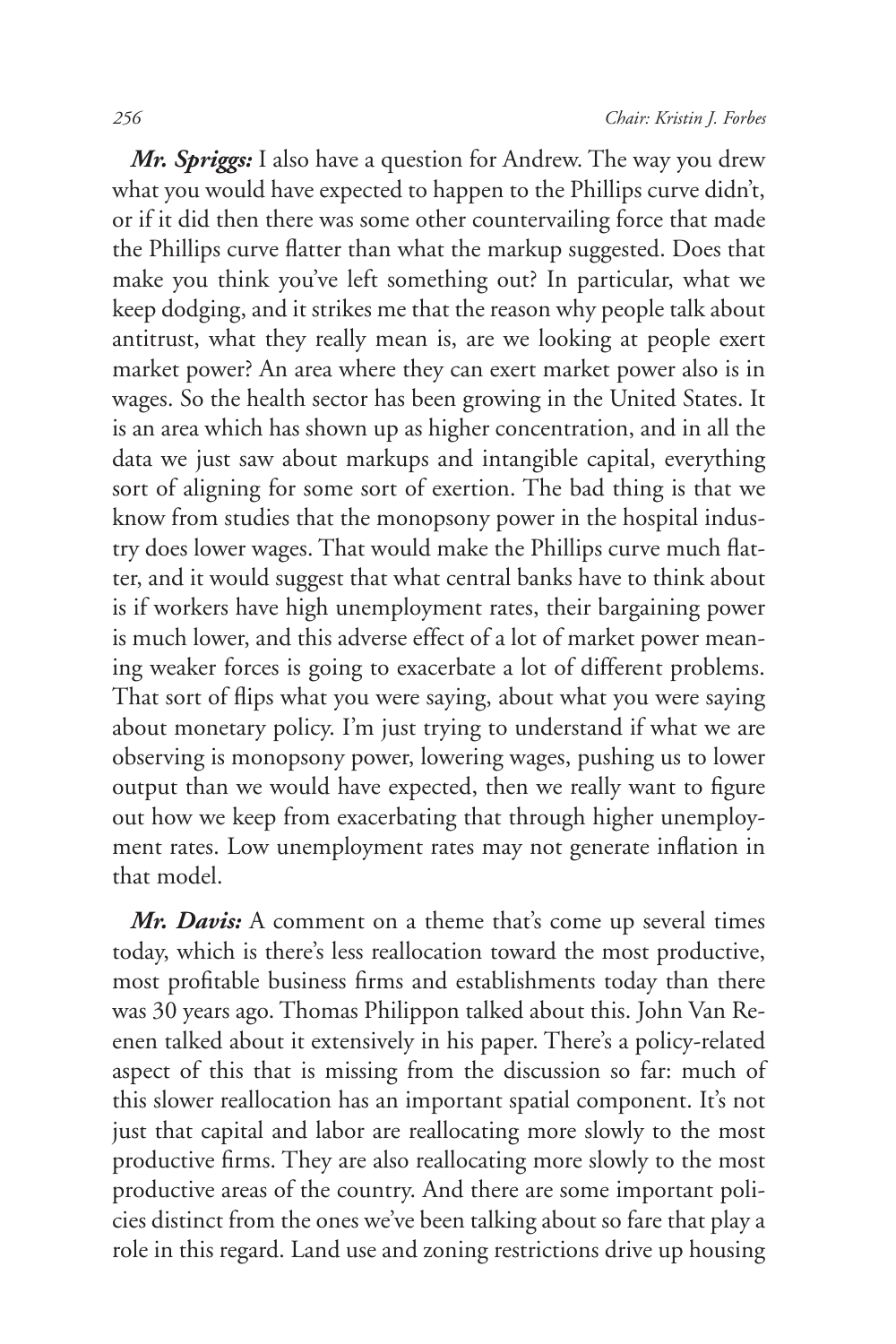***Mr. Spriggs:*** I also have a question for Andrew. The way you drew what you would have expected to happen to the Phillips curve didn't, or if it did then there was some other countervailing force that made the Phillips curve flatter than what the markup suggested. Does that make you think you've left something out? In particular, what we keep dodging, and it strikes me that the reason why people talk about antitrust, what they really mean is, are we looking at people exert market power? An area where they can exert market power also is in wages. So the health sector has been growing in the United States. It is an area which has shown up as higher concentration, and in all the data we just saw about markups and intangible capital, everything sort of aligning for some sort of exertion. The bad thing is that we know from studies that the monopsony power in the hospital industry does lower wages. That would make the Phillips curve much flatter, and it would suggest that what central banks have to think about is if workers have high unemployment rates, their bargaining power is much lower, and this adverse effect of a lot of market power meaning weaker forces is going to exacerbate a lot of different problems. That sort of flips what you were saying, about what you were saying about monetary policy. I'm just trying to understand if what we are observing is monopsony power, lowering wages, pushing us to lower output than we would have expected, then we really want to figure out how we keep from exacerbating that through higher unemployment rates. Low unemployment rates may not generate inflation in that model.

***Mr. Davis:*** A comment on a theme that's come up several times today, which is there's less reallocation toward the most productive, most profitable business firms and establishments today than there was 30 years ago. Thomas Philippon talked about this. John Van Reenen talked about it extensively in his paper. There's a policy-related aspect of this that is missing from the discussion so far: much of this slower reallocation has an important spatial component. It's not just that capital and labor are reallocating more slowly to the most productive firms. They are also reallocating more slowly to the most productive areas of the country. And there are some important policies distinct from the ones we've been talking about so fare that play a role in this regard. Land use and zoning restrictions drive up housing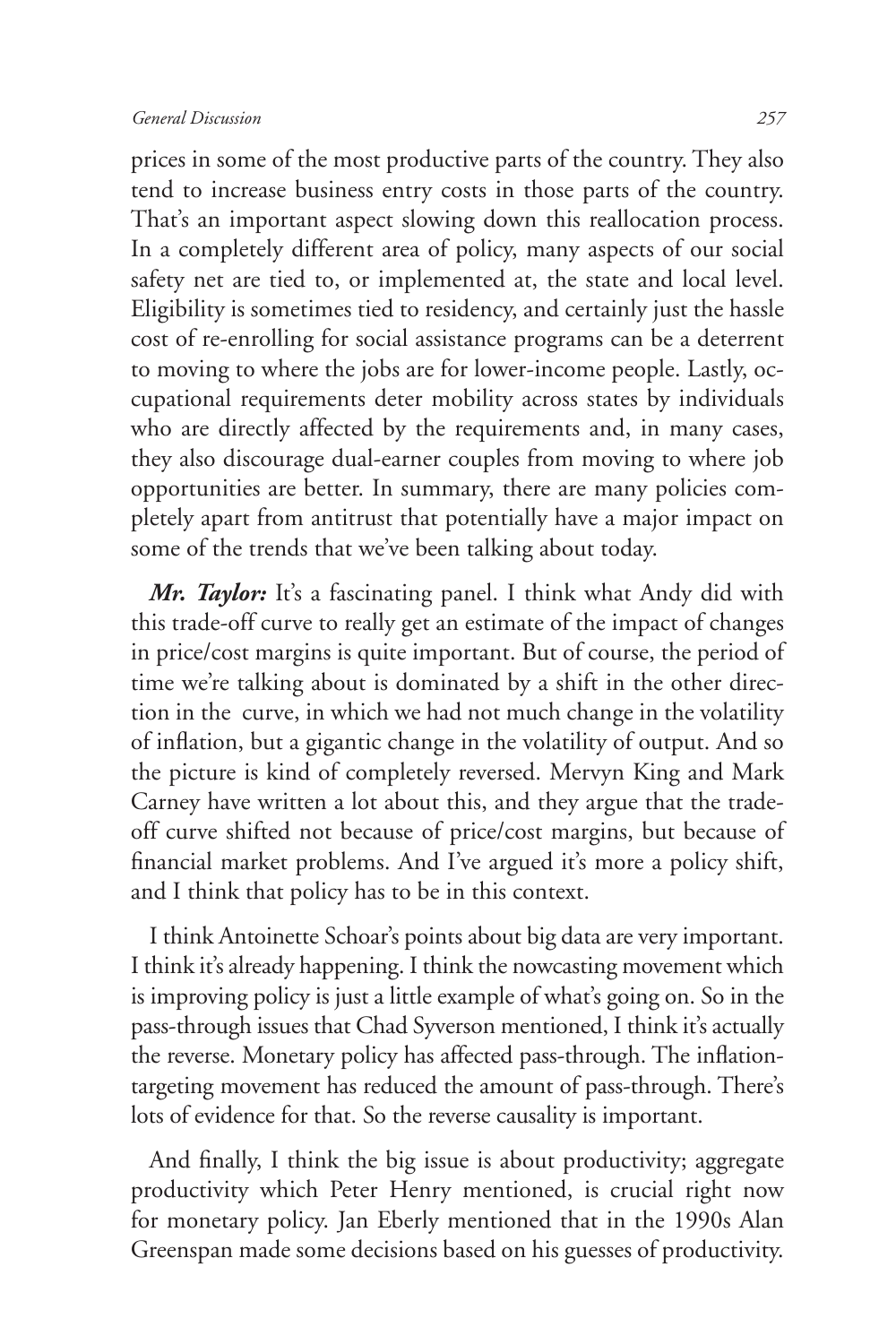prices in some of the most productive parts of the country. They also tend to increase business entry costs in those parts of the country. That's an important aspect slowing down this reallocation process. In a completely different area of policy, many aspects of our social safety net are tied to, or implemented at, the state and local level. Eligibility is sometimes tied to residency, and certainly just the hassle cost of re-enrolling for social assistance programs can be a deterrent to moving to where the jobs are for lower-income people. Lastly, occupational requirements deter mobility across states by individuals who are directly affected by the requirements and, in many cases, they also discourage dual-earner couples from moving to where job opportunities are better. In summary, there are many policies completely apart from antitrust that potentially have a major impact on some of the trends that we've been talking about today.

***Mr. Taylor:*** It's a fascinating panel. I think what Andy did with this trade-off curve to really get an estimate of the impact of changes in price/cost margins is quite important. But of course, the period of time we're talking about is dominated by a shift in the other direction in the curve, in which we had not much change in the volatility of inflation, but a gigantic change in the volatility of output. And so the picture is kind of completely reversed. Mervyn King and Mark Carney have written a lot about this, and they argue that the trade-off curve shifted not because of price/cost margins, but because of financial market problems. And I've argued it's more a policy shift, and I think that policy has to be in this context.

I think Antoinette Schoar's points about big data are very important. I think it's already happening. I think the nowcasting movement which is improving policy is just a little example of what's going on. So in the pass-through issues that Chad Syverson mentioned, I think it's actually the reverse. Monetary policy has affected pass-through. The inflation-targeting movement has reduced the amount of pass-through. There's lots of evidence for that. So the reverse causality is important.

And finally, I think the big issue is about productivity; aggregate productivity which Peter Henry mentioned, is crucial right now for monetary policy. Jan Eberly mentioned that in the 1990s Alan Greenspan made some decisions based on his guesses of productivity.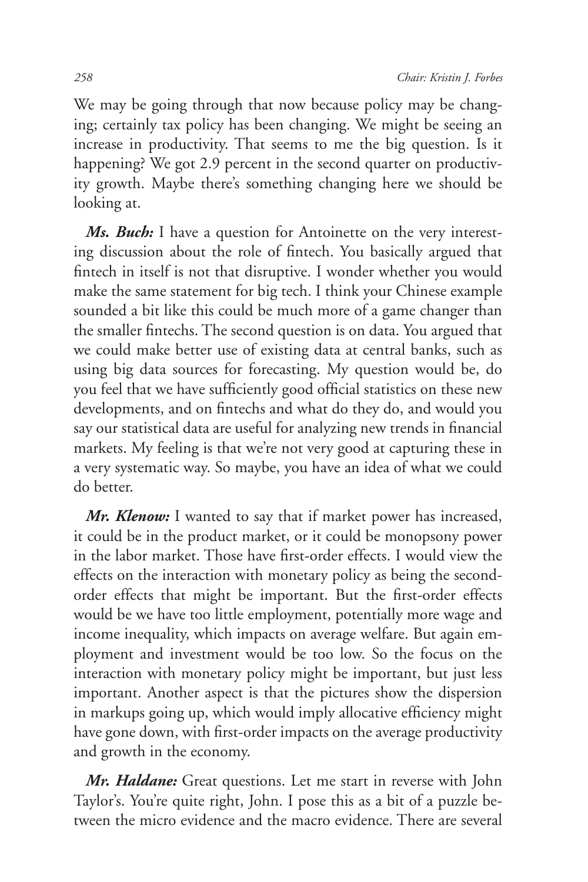We may be going through that now because policy may be changing; certainly tax policy has been changing. We might be seeing an increase in productivity. That seems to me the big question. Is it happening? We got 2.9 percent in the second quarter on productivity growth. Maybe there's something changing here we should be looking at.

***Ms. Buch:*** I have a question for Antoinette on the very interesting discussion about the role of fintech. You basically argued that fintech in itself is not that disruptive. I wonder whether you would make the same statement for big tech. I think your Chinese example sounded a bit like this could be much more of a game changer than the smaller fintechs. The second question is on data. You argued that we could make better use of existing data at central banks, such as using big data sources for forecasting. My question would be, do you feel that we have sufficiently good official statistics on these new developments, and on fintechs and what do they do, and would you say our statistical data are useful for analyzing new trends in financial markets. My feeling is that we're not very good at capturing these in a very systematic way. So maybe, you have an idea of what we could do better.

***Mr. Klenow:*** I wanted to say that if market power has increased, it could be in the product market, or it could be monopsony power in the labor market. Those have first-order effects. I would view the effects on the interaction with monetary policy as being the second-order effects that might be important. But the first-order effects would be we have too little employment, potentially more wage and income inequality, which impacts on average welfare. But again employment and investment would be too low. So the focus on the interaction with monetary policy might be important, but just less important. Another aspect is that the pictures show the dispersion in markups going up, which would imply allocative efficiency might have gone down, with first-order impacts on the average productivity and growth in the economy.

***Mr. Haldane:*** Great questions. Let me start in reverse with John Taylor's. You're quite right, John. I pose this as a bit of a puzzle between the micro evidence and the macro evidence. There are several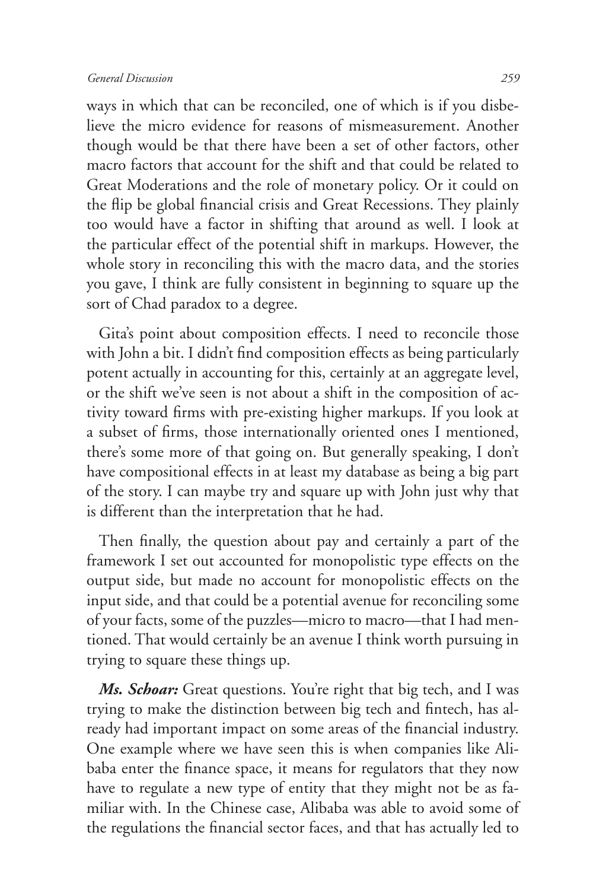ways in which that can be reconciled, one of which is if you disbelieve the micro evidence for reasons of mismeasurement. Another though would be that there have been a set of other factors, other macro factors that account for the shift and that could be related to Great Moderations and the role of monetary policy. Or it could on the flip be global financial crisis and Great Recessions. They plainly too would have a factor in shifting that around as well. I look at the particular effect of the potential shift in markups. However, the whole story in reconciling this with the macro data, and the stories you gave, I think are fully consistent in beginning to square up the sort of Chad paradox to a degree.

Gita's point about composition effects. I need to reconcile those with John a bit. I didn't find composition effects as being particularly potent actually in accounting for this, certainly at an aggregate level, or the shift we've seen is not about a shift in the composition of activity toward firms with pre-existing higher markups. If you look at a subset of firms, those internationally oriented ones I mentioned, there's some more of that going on. But generally speaking, I don't have compositional effects in at least my database as being a big part of the story. I can maybe try and square up with John just why that is different than the interpretation that he had.

Then finally, the question about pay and certainly a part of the framework I set out accounted for monopolistic type effects on the output side, but made no account for monopolistic effects on the input side, and that could be a potential avenue for reconciling some of your facts, some of the puzzles—micro to macro—that I had mentioned. That would certainly be an avenue I think worth pursuing in trying to square these things up.

***Ms. Schoar:*** Great questions. You're right that big tech, and I was trying to make the distinction between big tech and fintech, has already had important impact on some areas of the financial industry. One example where we have seen this is when companies like Alibaba enter the finance space, it means for regulators that they now have to regulate a new type of entity that they might not be as familiar with. In the Chinese case, Alibaba was able to avoid some of the regulations the financial sector faces, and that has actually led to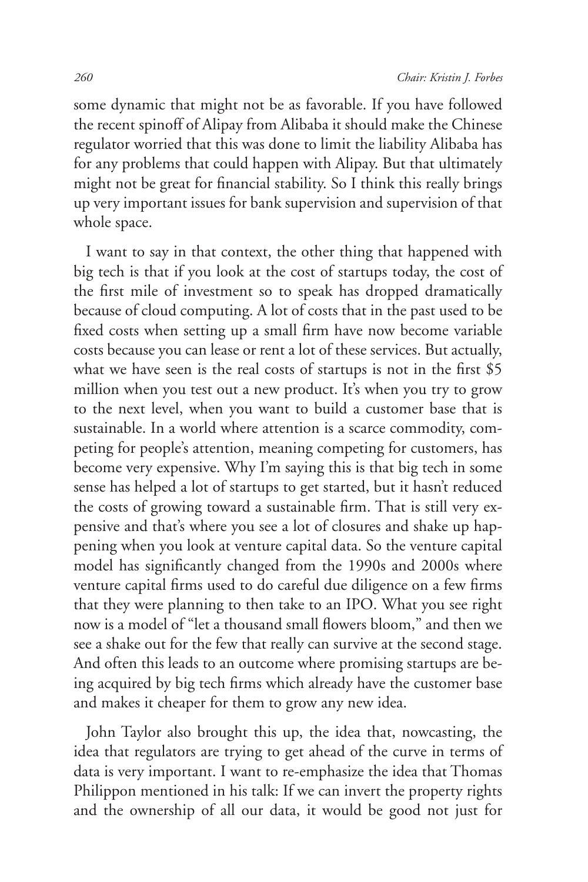some dynamic that might not be as favorable. If you have followed the recent spinoff of Alipay from Alibaba it should make the Chinese regulator worried that this was done to limit the liability Alibaba has for any problems that could happen with Alipay. But that ultimately might not be great for financial stability. So I think this really brings up very important issues for bank supervision and supervision of that whole space.

I want to say in that context, the other thing that happened with big tech is that if you look at the cost of startups today, the cost of the first mile of investment so to speak has dropped dramatically because of cloud computing. A lot of costs that in the past used to be fixed costs when setting up a small firm have now become variable costs because you can lease or rent a lot of these services. But actually, what we have seen is the real costs of startups is not in the first $5 million when you test out a new product. It's when you try to grow to the next level, when you want to build a customer base that is sustainable. In a world where attention is a scarce commodity, competing for people's attention, meaning competing for customers, has become very expensive. Why I'm saying this is that big tech in some sense has helped a lot of startups to get started, but it hasn't reduced the costs of growing toward a sustainable firm. That is still very expensive and that's where you see a lot of closures and shake up happening when you look at venture capital data. So the venture capital model has significantly changed from the 1990s and 2000s where venture capital firms used to do careful due diligence on a few firms that they were planning to then take to an IPO. What you see right now is a model of "let a thousand small flowers bloom," and then we see a shake out for the few that really can survive at the second stage. And often this leads to an outcome where promising startups are being acquired by big tech firms which already have the customer base and makes it cheaper for them to grow any new idea.

John Taylor also brought this up, the idea that, nowcasting, the idea that regulators are trying to get ahead of the curve in terms of data is very important. I want to re-emphasize the idea that Thomas Philippon mentioned in his talk: If we can invert the property rights and the ownership of all our data, it would be good not just for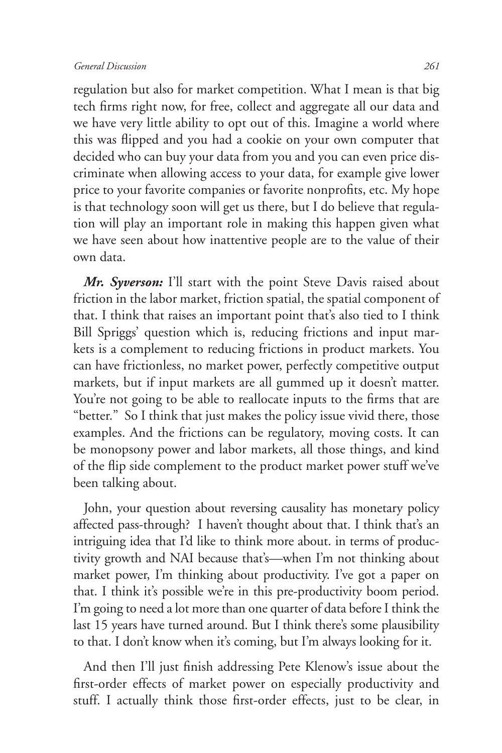regulation but also for market competition. What I mean is that big tech firms right now, for free, collect and aggregate all our data and we have very little ability to opt out of this. Imagine a world where this was flipped and you had a cookie on your own computer that decided who can buy your data from you and you can even price discriminate when allowing access to your data, for example give lower price to your favorite companies or favorite nonprofits, etc. My hope is that technology soon will get us there, but I do believe that regulation will play an important role in making this happen given what we have seen about how inattentive people are to the value of their own data.

***Mr. Syverson:*** I'll start with the point Steve Davis raised about friction in the labor market, friction spatial, the spatial component of that. I think that raises an important point that's also tied to I think Bill Spriggs' question which is, reducing frictions and input markets is a complement to reducing frictions in product markets. You can have frictionless, no market power, perfectly competitive output markets, but if input markets are all gummed up it doesn't matter. You're not going to be able to reallocate inputs to the firms that are "better." So I think that just makes the policy issue vivid there, those examples. And the frictions can be regulatory, moving costs. It can be monopsony power and labor markets, all those things, and kind of the flip side complement to the product market power stuff we've been talking about.

John, your question about reversing causality has monetary policy affected pass-through? I haven't thought about that. I think that's an intriguing idea that I'd like to think more about. in terms of productivity growth and NAI because that's—when I'm not thinking about market power, I'm thinking about productivity. I've got a paper on that. I think it's possible we're in this pre-productivity boom period. I'm going to need a lot more than one quarter of data before I think the last 15 years have turned around. But I think there's some plausibility to that. I don't know when it's coming, but I'm always looking for it.

And then I'll just finish addressing Pete Klenow's issue about the first-order effects of market power on especially productivity and stuff. I actually think those first-order effects, just to be clear, in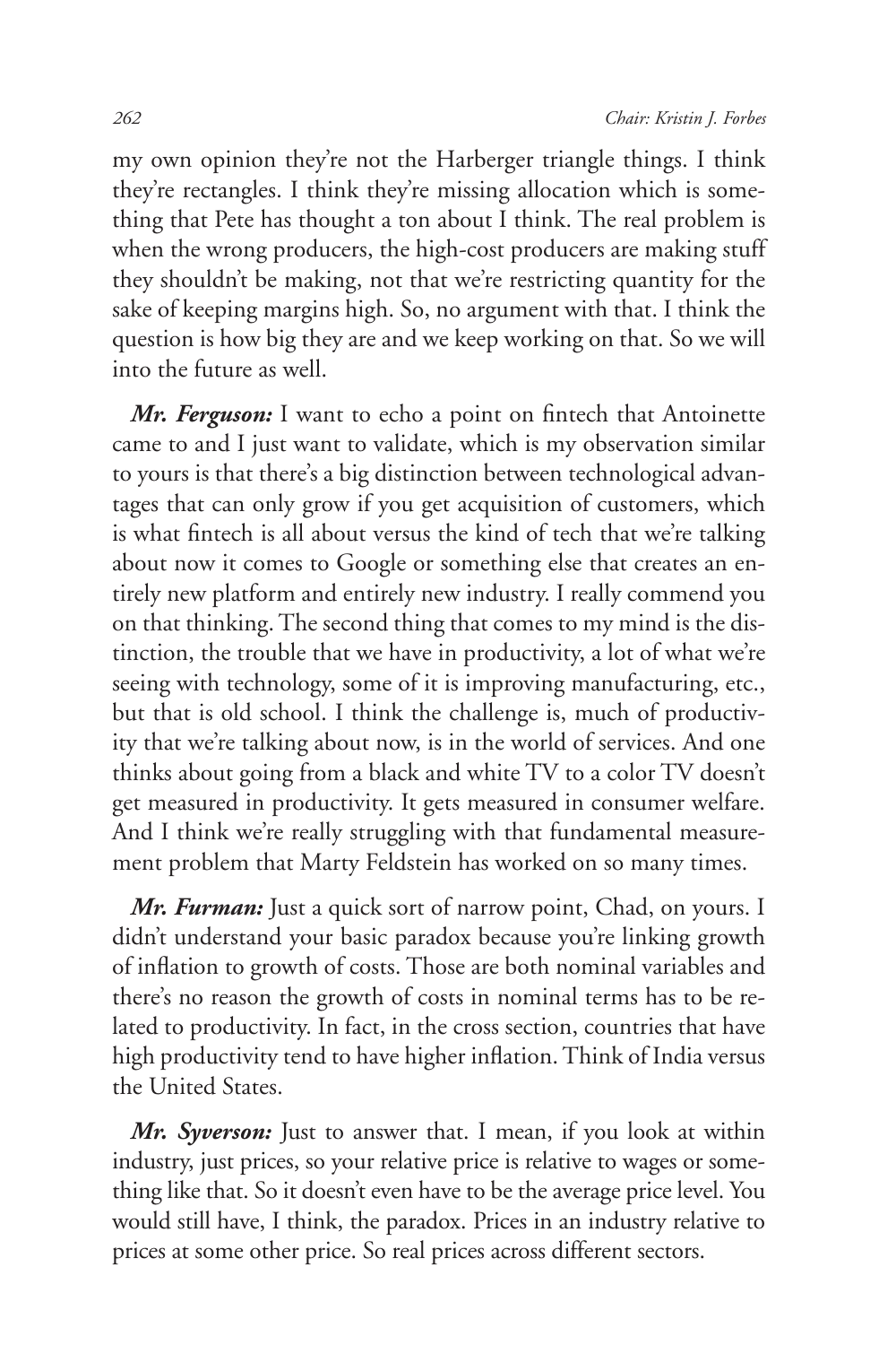my own opinion they're not the Harberger triangle things. I think they're rectangles. I think they're missing allocation which is something that Pete has thought a ton about I think. The real problem is when the wrong producers, the high-cost producers are making stuff they shouldn't be making, not that we're restricting quantity for the sake of keeping margins high. So, no argument with that. I think the question is how big they are and we keep working on that. So we will into the future as well.

***Mr. Ferguson:*** I want to echo a point on fintech that Antoinette came to and I just want to validate, which is my observation similar to yours is that there's a big distinction between technological advantages that can only grow if you get acquisition of customers, which is what fintech is all about versus the kind of tech that we're talking about now it comes to Google or something else that creates an entirely new platform and entirely new industry. I really commend you on that thinking. The second thing that comes to my mind is the distinction, the trouble that we have in productivity, a lot of what we're seeing with technology, some of it is improving manufacturing, etc., but that is old school. I think the challenge is, much of productivity that we're talking about now, is in the world of services. And one thinks about going from a black and white TV to a color TV doesn't get measured in productivity. It gets measured in consumer welfare. And I think we're really struggling with that fundamental measurement problem that Marty Feldstein has worked on so many times.

***Mr. Furman:*** Just a quick sort of narrow point, Chad, on yours. I didn't understand your basic paradox because you're linking growth of inflation to growth of costs. Those are both nominal variables and there's no reason the growth of costs in nominal terms has to be related to productivity. In fact, in the cross section, countries that have high productivity tend to have higher inflation. Think of India versus the United States.

***Mr. Syverson:*** Just to answer that. I mean, if you look at within industry, just prices, so your relative price is relative to wages or something like that. So it doesn't even have to be the average price level. You would still have, I think, the paradox. Prices in an industry relative to prices at some other price. So real prices across different sectors.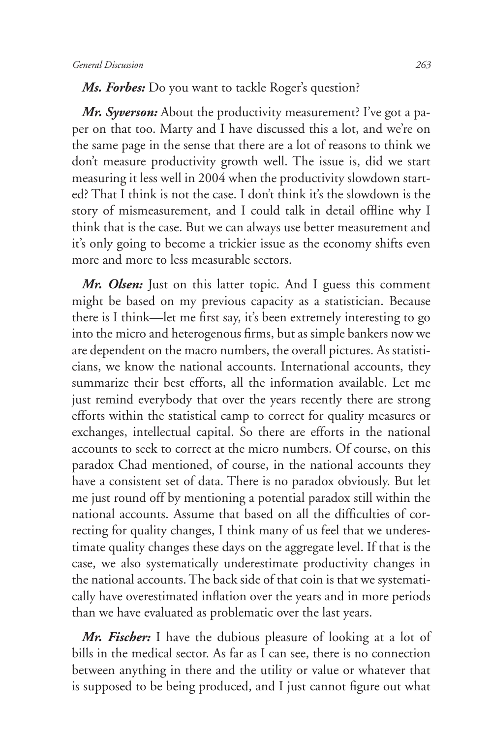***Ms. Forbes:*** Do you want to tackle Roger's question?

***Mr. Syverson:*** About the productivity measurement? I've got a paper on that too. Marty and I have discussed this a lot, and we're on the same page in the sense that there are a lot of reasons to think we don't measure productivity growth well. The issue is, did we start measuring it less well in 2004 when the productivity slowdown started? That I think is not the case. I don't think it's the slowdown is the story of mismeasurement, and I could talk in detail offline why I think that is the case. But we can always use better measurement and it's only going to become a trickier issue as the economy shifts even more and more to less measurable sectors.

***Mr. Olsen:*** Just on this latter topic. And I guess this comment might be based on my previous capacity as a statistician. Because there is I think—let me first say, it's been extremely interesting to go into the micro and heterogenous firms, but as simple bankers now we are dependent on the macro numbers, the overall pictures. As statisticians, we know the national accounts. International accounts, they summarize their best efforts, all the information available. Let me just remind everybody that over the years recently there are strong efforts within the statistical camp to correct for quality measures or exchanges, intellectual capital. So there are efforts in the national accounts to seek to correct at the micro numbers. Of course, on this paradox Chad mentioned, of course, in the national accounts they have a consistent set of data. There is no paradox obviously. But let me just round off by mentioning a potential paradox still within the national accounts. Assume that based on all the difficulties of correcting for quality changes, I think many of us feel that we underestimate quality changes these days on the aggregate level. If that is the case, we also systematically underestimate productivity changes in the national accounts. The back side of that coin is that we systematically have overestimated inflation over the years and in more periods than we have evaluated as problematic over the last years.

***Mr. Fischer:*** I have the dubious pleasure of looking at a lot of bills in the medical sector. As far as I can see, there is no connection between anything in there and the utility or value or whatever that is supposed to be being produced, and I just cannot figure out what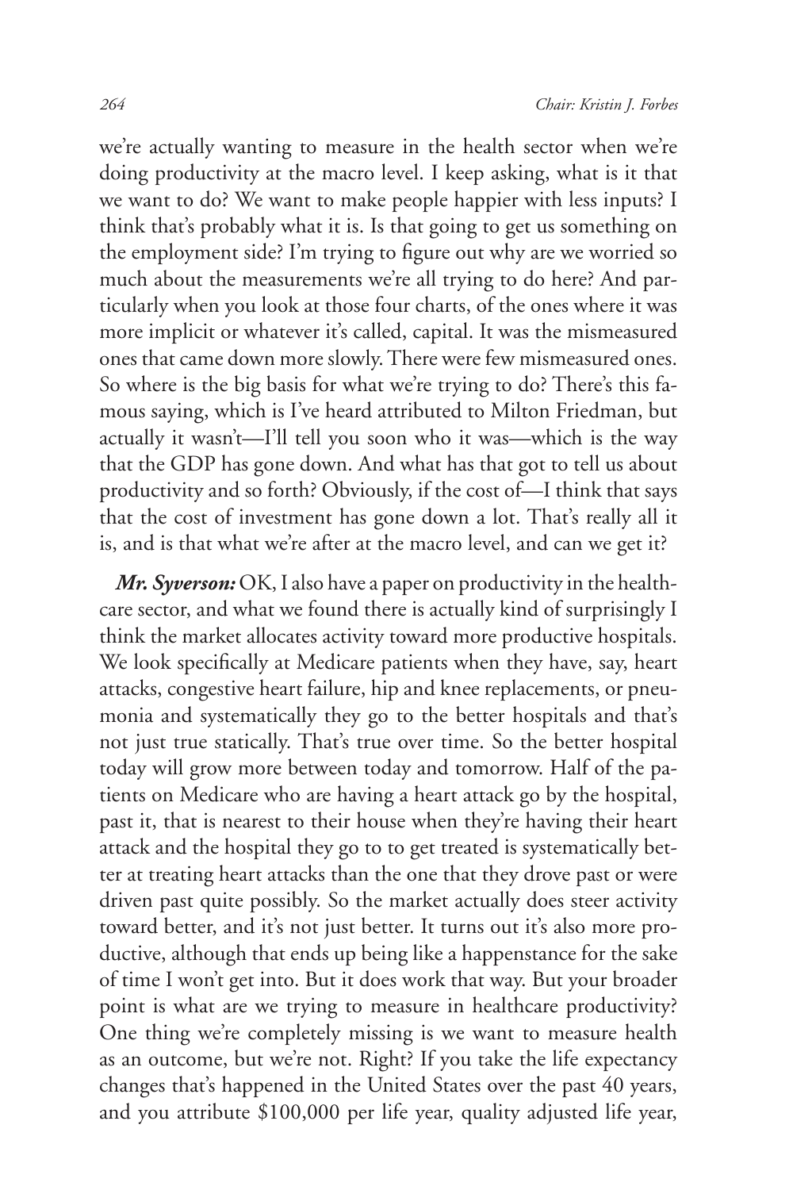we're actually wanting to measure in the health sector when we're doing productivity at the macro level. I keep asking, what is it that we want to do? We want to make people happier with less inputs? I think that's probably what it is. Is that going to get us something on the employment side? I'm trying to figure out why are we worried so much about the measurements we're all trying to do here? And particularly when you look at those four charts, of the ones where it was more implicit or whatever it's called, capital. It was the mismeasured ones that came down more slowly. There were few mismeasured ones. So where is the big basis for what we're trying to do? There's this famous saying, which is I've heard attributed to Milton Friedman, but actually it wasn't—I'll tell you soon who it was—which is the way that the GDP has gone down. And what has that got to tell us about productivity and so forth? Obviously, if the cost of—I think that says that the cost of investment has gone down a lot. That's really all it is, and is that what we're after at the macro level, and can we get it?

***Mr. Syverson:*** OK, I also have a paper on productivity in the healthcare sector, and what we found there is actually kind of surprisingly I think the market allocates activity toward more productive hospitals. We look specifically at Medicare patients when they have, say, heart attacks, congestive heart failure, hip and knee replacements, or pneumonia and systematically they go to the better hospitals and that's not just true statically. That's true over time. So the better hospital today will grow more between today and tomorrow. Half of the patients on Medicare who are having a heart attack go by the hospital, past it, that is nearest to their house when they're having their heart attack and the hospital they go to to get treated is systematically better at treating heart attacks than the one that they drove past or were driven past quite possibly. So the market actually does steer activity toward better, and it's not just better. It turns out it's also more productive, although that ends up being like a happenstance for the sake of time I won't get into. But it does work that way. But your broader point is what are we trying to measure in healthcare productivity? One thing we're completely missing is we want to measure health as an outcome, but we're not. Right? If you take the life expectancy changes that's happened in the United States over the past 40 years, and you attribute $100,000 per life year, quality adjusted life year,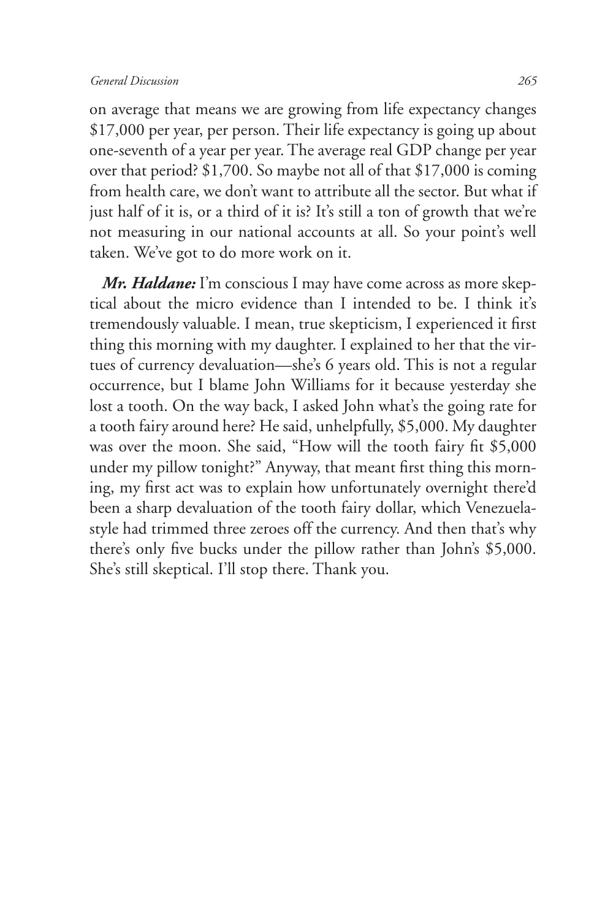on average that means we are growing from life expectancy changes $17,000 per year, per person. Their life expectancy is going up about one-seventh of a year per year. The average real GDP change per year over that period? $1,700. So maybe not all of that $17,000 is coming from health care, we don't want to attribute all the sector. But what if just half of it is, or a third of it is? It's still a ton of growth that we're not measuring in our national accounts at all. So your point's well taken. We've got to do more work on it.

***Mr. Haldane:*** I'm conscious I may have come across as more skeptical about the micro evidence than I intended to be. I think it's tremendously valuable. I mean, true skepticism, I experienced it first thing this morning with my daughter. I explained to her that the virtues of currency devaluation—she's 6 years old. This is not a regular occurrence, but I blame John Williams for it because yesterday she lost a tooth. On the way back, I asked John what's the going rate for a tooth fairy around here? He said, unhelpfully, $5,000. My daughter was over the moon. She said, "How will the tooth fairy fit $5,000 under my pillow tonight?" Anyway, that meant first thing this morning, my first act was to explain how unfortunately overnight there'd been a sharp devaluation of the tooth fairy dollar, which Venezuela-style had trimmed three zeroes off the currency. And then that's why there's only five bucks under the pillow rather than John's $5,000. She's still skeptical. I'll stop there. Thank you.